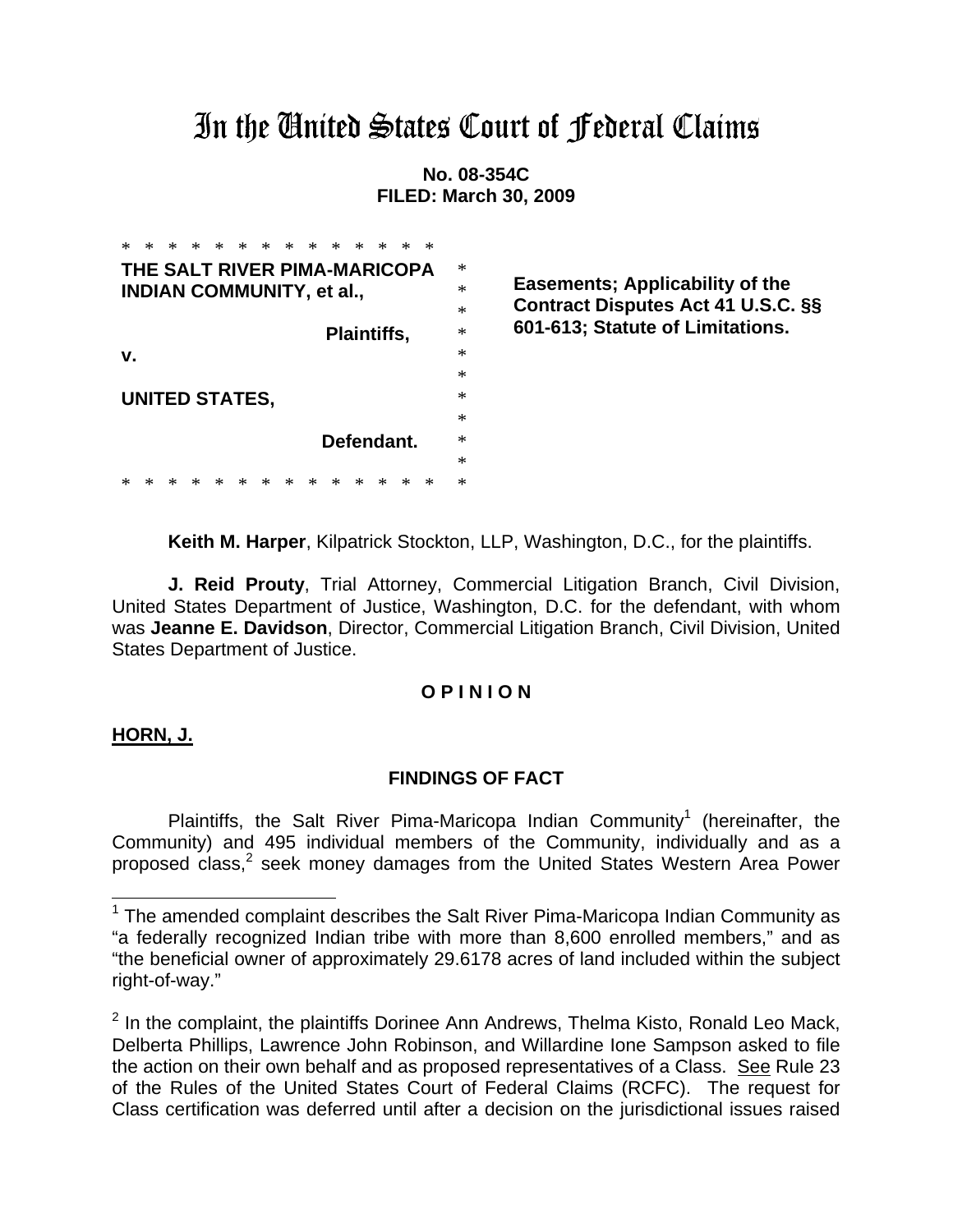# In the United States Court of Federal Claims

**No. 08-354C**
**FILED: March 30, 2009**

| | | |
|---|---|---|
| **THE SALT RIVER PIMA-MARICOPA INDIAN COMMUNITY, et al.,** | * | **Easements; Applicability of the Contract Disputes Act 41 U.S.C. §§ 601-613; Statute of Limitations.** |
| **Plaintiffs,** | * | |
| **v.** | * | |
| **UNITED STATES,** | * | |
| **Defendant.** | * | |

**Keith M. Harper**, Kilpatrick Stockton, LLP, Washington, D.C., for the plaintiffs.

**J. Reid Prouty**, Trial Attorney, Commercial Litigation Branch, Civil Division, United States Department of Justice, Washington, D.C. for the defendant, with whom was **Jeanne E. Davidson**, Director, Commercial Litigation Branch, Civil Division, United States Department of Justice.

## O P I N I O N

**HORN, J.**

### FINDINGS OF FACT

Plaintiffs, the Salt River Pima-Maricopa Indian Community[1] (hereinafter, the Community) and 495 individual members of the Community, individually and as a proposed class,[2] seek money damages from the United States Western Area Power

[1] The amended complaint describes the Salt River Pima-Maricopa Indian Community as "a federally recognized Indian tribe with more than 8,600 enrolled members," and as "the beneficial owner of approximately 29.6178 acres of land included within the subject right-of-way."

[2] In the complaint, the plaintiffs Dorinee Ann Andrews, Thelma Kisto, Ronald Leo Mack, Delberta Phillips, Lawrence John Robinson, and Willardine Ione Sampson asked to file the action on their own behalf and as proposed representatives of a Class. See Rule 23 of the Rules of the United States Court of Federal Claims (RCFC). The request for Class certification was deferred until after a decision on the jurisdictional issues raised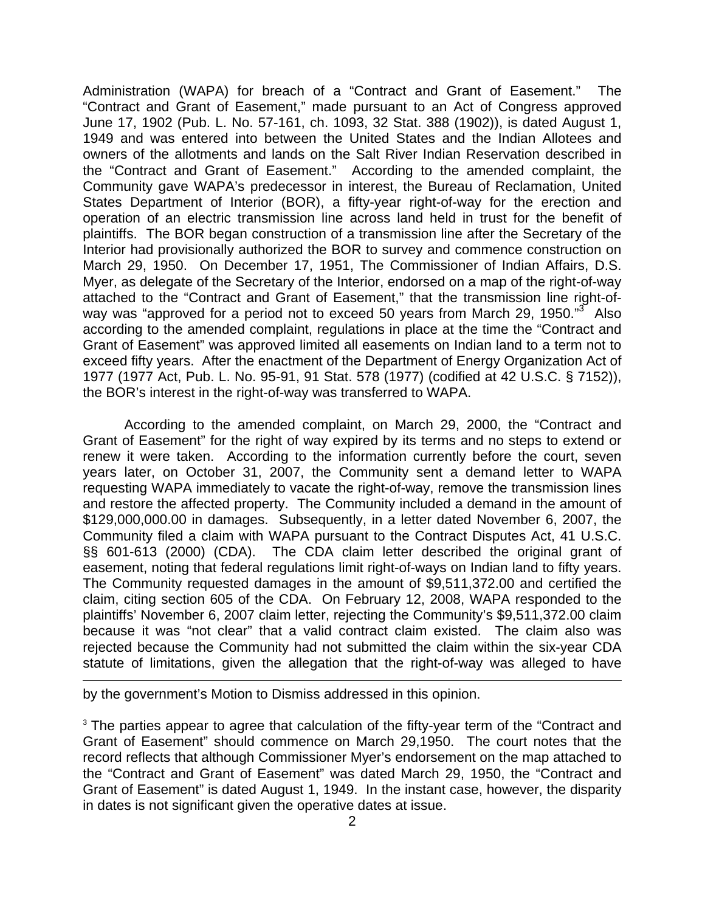Administration (WAPA) for breach of a "Contract and Grant of Easement." The "Contract and Grant of Easement," made pursuant to an Act of Congress approved June 17, 1902 (Pub. L. No. 57-161, ch. 1093, 32 Stat. 388 (1902)), is dated August 1, 1949 and was entered into between the United States and the Indian Allotees and owners of the allotments and lands on the Salt River Indian Reservation described in the "Contract and Grant of Easement." According to the amended complaint, the Community gave WAPA's predecessor in interest, the Bureau of Reclamation, United States Department of Interior (BOR), a fifty-year right-of-way for the erection and operation of an electric transmission line across land held in trust for the benefit of plaintiffs. The BOR began construction of a transmission line after the Secretary of the Interior had provisionally authorized the BOR to survey and commence construction on March 29, 1950. On December 17, 1951, The Commissioner of Indian Affairs, D.S. Myer, as delegate of the Secretary of the Interior, endorsed on a map of the right-of-way attached to the "Contract and Grant of Easement," that the transmission line right-of-way was "approved for a period not to exceed 50 years from March 29, 1950."[3] Also according to the amended complaint, regulations in place at the time the "Contract and Grant of Easement" was approved limited all easements on Indian land to a term not to exceed fifty years. After the enactment of the Department of Energy Organization Act of 1977 (1977 Act, Pub. L. No. 95-91, 91 Stat. 578 (1977) (codified at 42 U.S.C. § 7152)), the BOR's interest in the right-of-way was transferred to WAPA.

According to the amended complaint, on March 29, 2000, the "Contract and Grant of Easement" for the right of way expired by its terms and no steps to extend or renew it were taken. According to the information currently before the court, seven years later, on October 31, 2007, the Community sent a demand letter to WAPA requesting WAPA immediately to vacate the right-of-way, remove the transmission lines and restore the affected property. The Community included a demand in the amount of $129,000,000.00 in damages. Subsequently, in a letter dated November 6, 2007, the Community filed a claim with WAPA pursuant to the Contract Disputes Act, 41 U.S.C. §§ 601-613 (2000) (CDA). The CDA claim letter described the original grant of easement, noting that federal regulations limit right-of-ways on Indian land to fifty years. The Community requested damages in the amount of $9,511,372.00 and certified the claim, citing section 605 of the CDA. On February 12, 2008, WAPA responded to the plaintiffs' November 6, 2007 claim letter, rejecting the Community's $9,511,372.00 claim because it was "not clear" that a valid contract claim existed. The claim also was rejected because the Community had not submitted the claim within the six-year CDA statute of limitations, given the allegation that the right-of-way was alleged to have

---

by the government's Motion to Dismiss addressed in this opinion.

[3] The parties appear to agree that calculation of the fifty-year term of the "Contract and Grant of Easement" should commence on March 29,1950. The court notes that the record reflects that although Commissioner Myer's endorsement on the map attached to the "Contract and Grant of Easement" was dated March 29, 1950, the "Contract and Grant of Easement" is dated August 1, 1949. In the instant case, however, the disparity in dates is not significant given the operative dates at issue.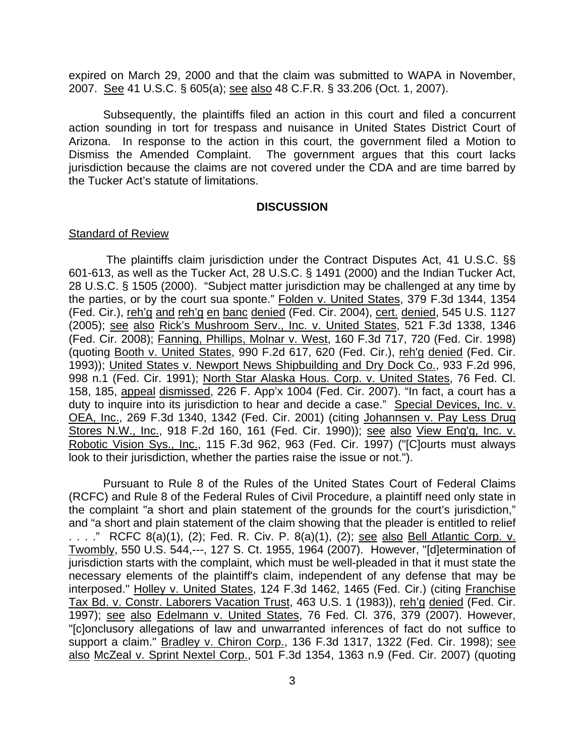expired on March 29, 2000 and that the claim was submitted to WAPA in November, 2007. See 41 U.S.C. § 605(a); see also 48 C.F.R. § 33.206 (Oct. 1, 2007).

Subsequently, the plaintiffs filed an action in this court and filed a concurrent action sounding in tort for trespass and nuisance in United States District Court of Arizona. In response to the action in this court, the government filed a Motion to Dismiss the Amended Complaint. The government argues that this court lacks jurisdiction because the claims are not covered under the CDA and are time barred by the Tucker Act's statute of limitations.

## DISCUSSION

### Standard of Review

The plaintiffs claim jurisdiction under the Contract Disputes Act, 41 U.S.C. §§ 601-613, as well as the Tucker Act, 28 U.S.C. § 1491 (2000) and the Indian Tucker Act, 28 U.S.C. § 1505 (2000). "Subject matter jurisdiction may be challenged at any time by the parties, or by the court sua sponte." Folden v. United States, 379 F.3d 1344, 1354 (Fed. Cir.), reh'g and reh'g en banc denied (Fed. Cir. 2004), cert. denied, 545 U.S. 1127 (2005); see also Rick's Mushroom Serv., Inc. v. United States, 521 F.3d 1338, 1346 (Fed. Cir. 2008); Fanning, Phillips, Molnar v. West, 160 F.3d 717, 720 (Fed. Cir. 1998) (quoting Booth v. United States, 990 F.2d 617, 620 (Fed. Cir.), reh'g denied (Fed. Cir. 1993)); United States v. Newport News Shipbuilding and Dry Dock Co., 933 F.2d 996, 998 n.1 (Fed. Cir. 1991); North Star Alaska Hous. Corp. v. United States, 76 Fed. Cl. 158, 185, appeal dismissed, 226 F. App'x 1004 (Fed. Cir. 2007). "In fact, a court has a duty to inquire into its jurisdiction to hear and decide a case." Special Devices, Inc. v. OEA, Inc., 269 F.3d 1340, 1342 (Fed. Cir. 2001) (citing Johannsen v. Pay Less Drug Stores N.W., Inc., 918 F.2d 160, 161 (Fed. Cir. 1990)); see also View Eng'g, Inc. v. Robotic Vision Sys., Inc., 115 F.3d 962, 963 (Fed. Cir. 1997) ("[C]ourts must always look to their jurisdiction, whether the parties raise the issue or not.").

Pursuant to Rule 8 of the Rules of the United States Court of Federal Claims (RCFC) and Rule 8 of the Federal Rules of Civil Procedure, a plaintiff need only state in the complaint "a short and plain statement of the grounds for the court's jurisdiction," and "a short and plain statement of the claim showing that the pleader is entitled to relief . . . ." RCFC 8(a)(1), (2); Fed. R. Civ. P. 8(a)(1), (2); see also Bell Atlantic Corp. v. Twombly, 550 U.S. 544,---, 127 S. Ct. 1955, 1964 (2007). However, "[d]etermination of jurisdiction starts with the complaint, which must be well-pleaded in that it must state the necessary elements of the plaintiff's claim, independent of any defense that may be interposed." Holley v. United States, 124 F.3d 1462, 1465 (Fed. Cir.) (citing Franchise Tax Bd. v. Constr. Laborers Vacation Trust, 463 U.S. 1 (1983)), reh'g denied (Fed. Cir. 1997); see also Edelmann v. United States, 76 Fed. Cl. 376, 379 (2007). However, "[c]onclusory allegations of law and unwarranted inferences of fact do not suffice to support a claim." Bradley v. Chiron Corp., 136 F.3d 1317, 1322 (Fed. Cir. 1998); see also McZeal v. Sprint Nextel Corp., 501 F.3d 1354, 1363 n.9 (Fed. Cir. 2007) (quoting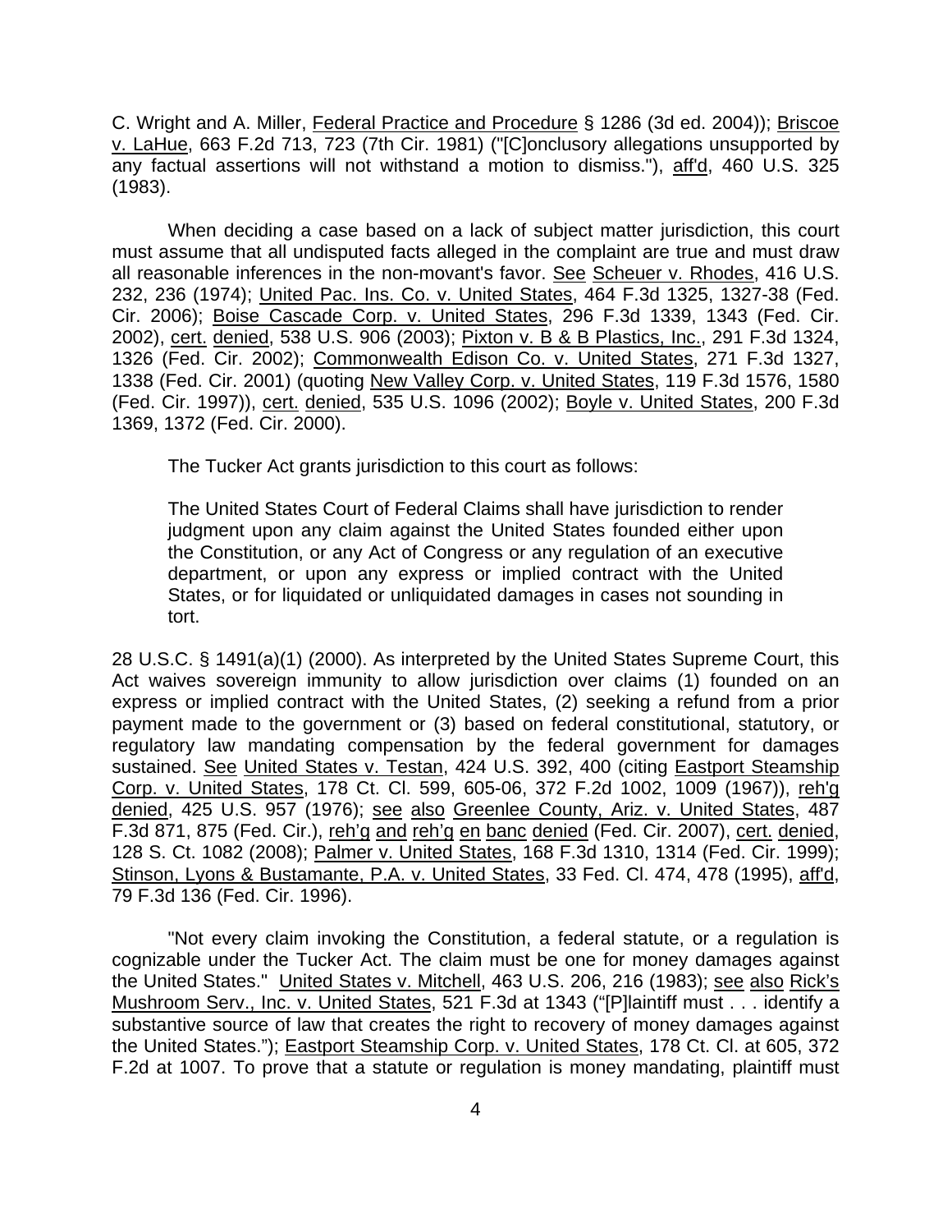C. Wright and A. Miller, Federal Practice and Procedure § 1286 (3d ed. 2004)); Briscoe v. LaHue, 663 F.2d 713, 723 (7th Cir. 1981) ("[C]onclusory allegations unsupported by any factual assertions will not withstand a motion to dismiss."), aff'd, 460 U.S. 325 (1983).

When deciding a case based on a lack of subject matter jurisdiction, this court must assume that all undisputed facts alleged in the complaint are true and must draw all reasonable inferences in the non-movant's favor. See Scheuer v. Rhodes, 416 U.S. 232, 236 (1974); United Pac. Ins. Co. v. United States, 464 F.3d 1325, 1327-38 (Fed. Cir. 2006); Boise Cascade Corp. v. United States, 296 F.3d 1339, 1343 (Fed. Cir. 2002), cert. denied, 538 U.S. 906 (2003); Pixton v. B & B Plastics, Inc., 291 F.3d 1324, 1326 (Fed. Cir. 2002); Commonwealth Edison Co. v. United States, 271 F.3d 1327, 1338 (Fed. Cir. 2001) (quoting New Valley Corp. v. United States, 119 F.3d 1576, 1580 (Fed. Cir. 1997)), cert. denied, 535 U.S. 1096 (2002); Boyle v. United States, 200 F.3d 1369, 1372 (Fed. Cir. 2000).

The Tucker Act grants jurisdiction to this court as follows:

> The United States Court of Federal Claims shall have jurisdiction to render judgment upon any claim against the United States founded either upon the Constitution, or any Act of Congress or any regulation of an executive department, or upon any express or implied contract with the United States, or for liquidated or unliquidated damages in cases not sounding in tort.

28 U.S.C. § 1491(a)(1) (2000). As interpreted by the United States Supreme Court, this Act waives sovereign immunity to allow jurisdiction over claims (1) founded on an express or implied contract with the United States, (2) seeking a refund from a prior payment made to the government or (3) based on federal constitutional, statutory, or regulatory law mandating compensation by the federal government for damages sustained. See United States v. Testan, 424 U.S. 392, 400 (citing Eastport Steamship Corp. v. United States, 178 Ct. Cl. 599, 605-06, 372 F.2d 1002, 1009 (1967)), reh'g denied, 425 U.S. 957 (1976); see also Greenlee County, Ariz. v. United States, 487 F.3d 871, 875 (Fed. Cir.), reh'g and reh'g en banc denied (Fed. Cir. 2007), cert. denied, 128 S. Ct. 1082 (2008); Palmer v. United States, 168 F.3d 1310, 1314 (Fed. Cir. 1999); Stinson, Lyons & Bustamante, P.A. v. United States, 33 Fed. Cl. 474, 478 (1995), aff'd, 79 F.3d 136 (Fed. Cir. 1996).

"Not every claim invoking the Constitution, a federal statute, or a regulation is cognizable under the Tucker Act. The claim must be one for money damages against the United States." United States v. Mitchell, 463 U.S. 206, 216 (1983); see also Rick's Mushroom Serv., Inc. v. United States, 521 F.3d at 1343 ("[P]laintiff must . . . identify a substantive source of law that creates the right to recovery of money damages against the United States."); Eastport Steamship Corp. v. United States, 178 Ct. Cl. at 605, 372 F.2d at 1007. To prove that a statute or regulation is money mandating, plaintiff must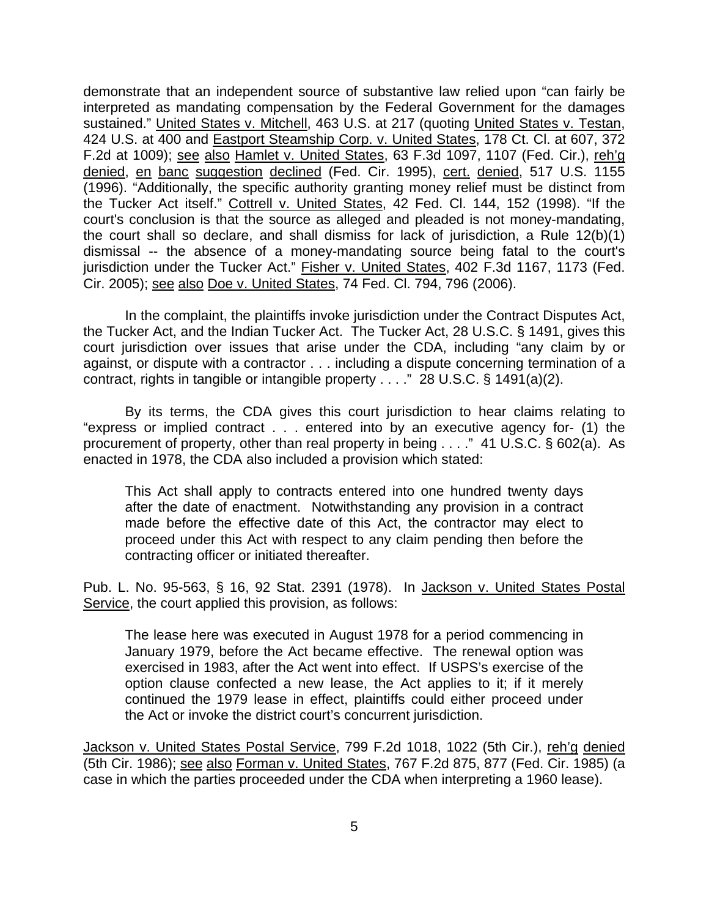demonstrate that an independent source of substantive law relied upon "can fairly be interpreted as mandating compensation by the Federal Government for the damages sustained." United States v. Mitchell, 463 U.S. at 217 (quoting United States v. Testan, 424 U.S. at 400 and Eastport Steamship Corp. v. United States, 178 Ct. Cl. at 607, 372 F.2d at 1009); see also Hamlet v. United States, 63 F.3d 1097, 1107 (Fed. Cir.), reh'g denied, en banc suggestion declined (Fed. Cir. 1995), cert. denied, 517 U.S. 1155 (1996). "Additionally, the specific authority granting money relief must be distinct from the Tucker Act itself." Cottrell v. United States, 42 Fed. Cl. 144, 152 (1998). "If the court's conclusion is that the source as alleged and pleaded is not money-mandating, the court shall so declare, and shall dismiss for lack of jurisdiction, a Rule 12(b)(1) dismissal -- the absence of a money-mandating source being fatal to the court's jurisdiction under the Tucker Act." Fisher v. United States, 402 F.3d 1167, 1173 (Fed. Cir. 2005); see also Doe v. United States, 74 Fed. Cl. 794, 796 (2006).

In the complaint, the plaintiffs invoke jurisdiction under the Contract Disputes Act, the Tucker Act, and the Indian Tucker Act. The Tucker Act, 28 U.S.C. § 1491, gives this court jurisdiction over issues that arise under the CDA, including "any claim by or against, or dispute with a contractor . . . including a dispute concerning termination of a contract, rights in tangible or intangible property . . . ." 28 U.S.C. § 1491(a)(2).

By its terms, the CDA gives this court jurisdiction to hear claims relating to "express or implied contract . . . entered into by an executive agency for- (1) the procurement of property, other than real property in being . . . ." 41 U.S.C. § 602(a). As enacted in 1978, the CDA also included a provision which stated:

> This Act shall apply to contracts entered into one hundred twenty days after the date of enactment. Notwithstanding any provision in a contract made before the effective date of this Act, the contractor may elect to proceed under this Act with respect to any claim pending then before the contracting officer or initiated thereafter.

Pub. L. No. 95-563, § 16, 92 Stat. 2391 (1978). In Jackson v. United States Postal Service, the court applied this provision, as follows:

> The lease here was executed in August 1978 for a period commencing in January 1979, before the Act became effective. The renewal option was exercised in 1983, after the Act went into effect. If USPS's exercise of the option clause confected a new lease, the Act applies to it; if it merely continued the 1979 lease in effect, plaintiffs could either proceed under the Act or invoke the district court's concurrent jurisdiction.

Jackson v. United States Postal Service, 799 F.2d 1018, 1022 (5th Cir.), reh'g denied (5th Cir. 1986); see also Forman v. United States, 767 F.2d 875, 877 (Fed. Cir. 1985) (a case in which the parties proceeded under the CDA when interpreting a 1960 lease).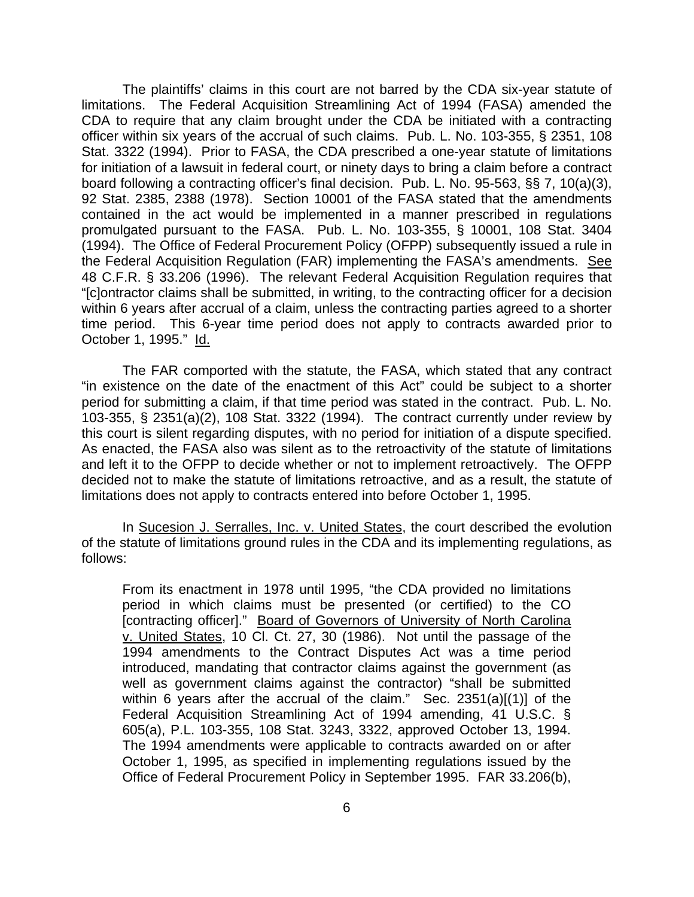The plaintiffs' claims in this court are not barred by the CDA six-year statute of limitations. The Federal Acquisition Streamlining Act of 1994 (FASA) amended the CDA to require that any claim brought under the CDA be initiated with a contracting officer within six years of the accrual of such claims. Pub. L. No. 103-355, § 2351, 108 Stat. 3322 (1994). Prior to FASA, the CDA prescribed a one-year statute of limitations for initiation of a lawsuit in federal court, or ninety days to bring a claim before a contract board following a contracting officer's final decision. Pub. L. No. 95-563, §§ 7, 10(a)(3), 92 Stat. 2385, 2388 (1978). Section 10001 of the FASA stated that the amendments contained in the act would be implemented in a manner prescribed in regulations promulgated pursuant to the FASA. Pub. L. No. 103-355, § 10001, 108 Stat. 3404 (1994). The Office of Federal Procurement Policy (OFPP) subsequently issued a rule in the Federal Acquisition Regulation (FAR) implementing the FASA's amendments. See 48 C.F.R. § 33.206 (1996). The relevant Federal Acquisition Regulation requires that "[c]ontractor claims shall be submitted, in writing, to the contracting officer for a decision within 6 years after accrual of a claim, unless the contracting parties agreed to a shorter time period. This 6-year time period does not apply to contracts awarded prior to October 1, 1995." Id.

The FAR comported with the statute, the FASA, which stated that any contract "in existence on the date of the enactment of this Act" could be subject to a shorter period for submitting a claim, if that time period was stated in the contract. Pub. L. No. 103-355, § 2351(a)(2), 108 Stat. 3322 (1994). The contract currently under review by this court is silent regarding disputes, with no period for initiation of a dispute specified. As enacted, the FASA also was silent as to the retroactivity of the statute of limitations and left it to the OFPP to decide whether or not to implement retroactively. The OFPP decided not to make the statute of limitations retroactive, and as a result, the statute of limitations does not apply to contracts entered into before October 1, 1995.

In Sucesion J. Serralles, Inc. v. United States, the court described the evolution of the statute of limitations ground rules in the CDA and its implementing regulations, as follows:

> From its enactment in 1978 until 1995, "the CDA provided no limitations period in which claims must be presented (or certified) to the CO [contracting officer]." Board of Governors of University of North Carolina v. United States, 10 Cl. Ct. 27, 30 (1986). Not until the passage of the 1994 amendments to the Contract Disputes Act was a time period introduced, mandating that contractor claims against the government (as well as government claims against the contractor) "shall be submitted within 6 years after the accrual of the claim." Sec. 2351(a)[(1)] of the Federal Acquisition Streamlining Act of 1994 amending, 41 U.S.C. § 605(a), P.L. 103-355, 108 Stat. 3243, 3322, approved October 13, 1994. The 1994 amendments were applicable to contracts awarded on or after October 1, 1995, as specified in implementing regulations issued by the Office of Federal Procurement Policy in September 1995. FAR 33.206(b),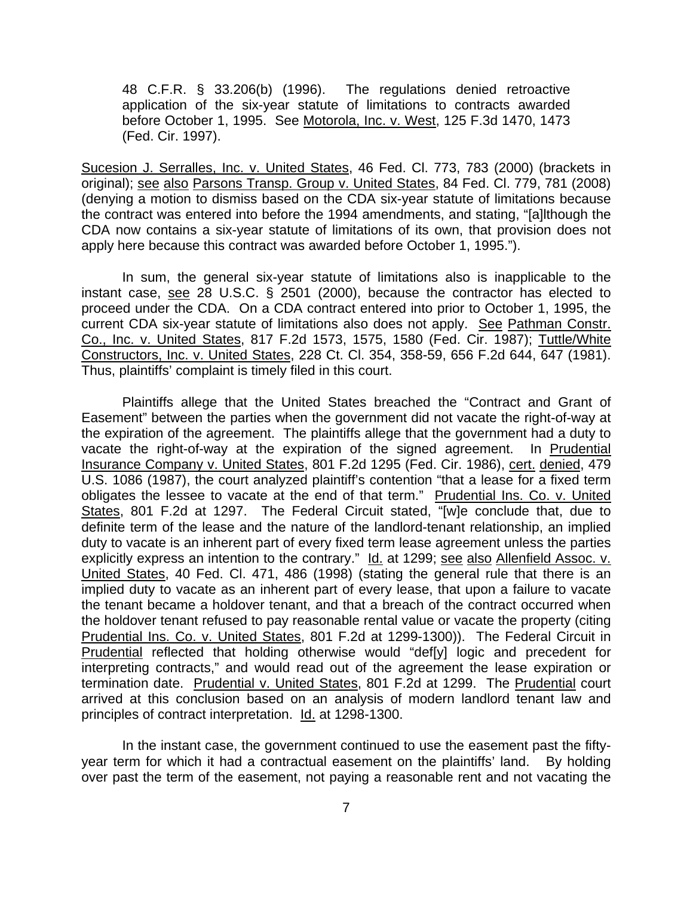> 48 C.F.R. § 33.206(b) (1996). The regulations denied retroactive application of the six-year statute of limitations to contracts awarded before October 1, 1995. See Motorola, Inc. v. West, 125 F.3d 1470, 1473 (Fed. Cir. 1997).

Sucesion J. Serralles, Inc. v. United States, 46 Fed. Cl. 773, 783 (2000) (brackets in original); see also Parsons Transp. Group v. United States, 84 Fed. Cl. 779, 781 (2008) (denying a motion to dismiss based on the CDA six-year statute of limitations because the contract was entered into before the 1994 amendments, and stating, "[a]lthough the CDA now contains a six-year statute of limitations of its own, that provision does not apply here because this contract was awarded before October 1, 1995.").

In sum, the general six-year statute of limitations also is inapplicable to the instant case, see 28 U.S.C. § 2501 (2000), because the contractor has elected to proceed under the CDA. On a CDA contract entered into prior to October 1, 1995, the current CDA six-year statute of limitations also does not apply. See Pathman Constr. Co., Inc. v. United States, 817 F.2d 1573, 1575, 1580 (Fed. Cir. 1987); Tuttle/White Constructors, Inc. v. United States, 228 Ct. Cl. 354, 358-59, 656 F.2d 644, 647 (1981). Thus, plaintiffs' complaint is timely filed in this court.

Plaintiffs allege that the United States breached the "Contract and Grant of Easement" between the parties when the government did not vacate the right-of-way at the expiration of the agreement. The plaintiffs allege that the government had a duty to vacate the right-of-way at the expiration of the signed agreement. In Prudential Insurance Company v. United States, 801 F.2d 1295 (Fed. Cir. 1986), cert. denied, 479 U.S. 1086 (1987), the court analyzed plaintiff's contention "that a lease for a fixed term obligates the lessee to vacate at the end of that term." Prudential Ins. Co. v. United States, 801 F.2d at 1297. The Federal Circuit stated, "[w]e conclude that, due to definite term of the lease and the nature of the landlord-tenant relationship, an implied duty to vacate is an inherent part of every fixed term lease agreement unless the parties explicitly express an intention to the contrary." Id. at 1299; see also Allenfield Assoc. v. United States, 40 Fed. Cl. 471, 486 (1998) (stating the general rule that there is an implied duty to vacate as an inherent part of every lease, that upon a failure to vacate the tenant became a holdover tenant, and that a breach of the contract occurred when the holdover tenant refused to pay reasonable rental value or vacate the property (citing Prudential Ins. Co. v. United States, 801 F.2d at 1299-1300)). The Federal Circuit in Prudential reflected that holding otherwise would "def[y] logic and precedent for interpreting contracts," and would read out of the agreement the lease expiration or termination date. Prudential v. United States, 801 F.2d at 1299. The Prudential court arrived at this conclusion based on an analysis of modern landlord tenant law and principles of contract interpretation. Id. at 1298-1300.

In the instant case, the government continued to use the easement past the fifty-year term for which it had a contractual easement on the plaintiffs' land. By holding over past the term of the easement, not paying a reasonable rent and not vacating the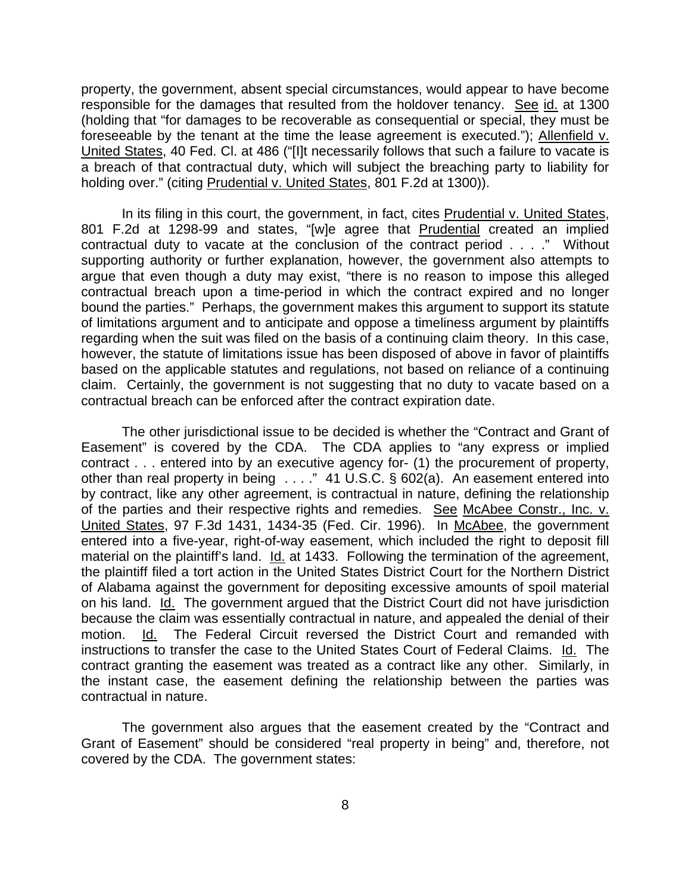property, the government, absent special circumstances, would appear to have become responsible for the damages that resulted from the holdover tenancy. See id. at 1300 (holding that "for damages to be recoverable as consequential or special, they must be foreseeable by the tenant at the time the lease agreement is executed."); Allenfield v. United States, 40 Fed. Cl. at 486 ("[I]t necessarily follows that such a failure to vacate is a breach of that contractual duty, which will subject the breaching party to liability for holding over." (citing Prudential v. United States, 801 F.2d at 1300)).

In its filing in this court, the government, in fact, cites Prudential v. United States, 801 F.2d at 1298-99 and states, "[w]e agree that Prudential created an implied contractual duty to vacate at the conclusion of the contract period . . . ." Without supporting authority or further explanation, however, the government also attempts to argue that even though a duty may exist, "there is no reason to impose this alleged contractual breach upon a time-period in which the contract expired and no longer bound the parties." Perhaps, the government makes this argument to support its statute of limitations argument and to anticipate and oppose a timeliness argument by plaintiffs regarding when the suit was filed on the basis of a continuing claim theory. In this case, however, the statute of limitations issue has been disposed of above in favor of plaintiffs based on the applicable statutes and regulations, not based on reliance of a continuing claim. Certainly, the government is not suggesting that no duty to vacate based on a contractual breach can be enforced after the contract expiration date.

The other jurisdictional issue to be decided is whether the "Contract and Grant of Easement" is covered by the CDA. The CDA applies to "any express or implied contract . . . entered into by an executive agency for- (1) the procurement of property, other than real property in being . . . ." 41 U.S.C. § 602(a). An easement entered into by contract, like any other agreement, is contractual in nature, defining the relationship of the parties and their respective rights and remedies. See McAbee Constr., Inc. v. United States, 97 F.3d 1431, 1434-35 (Fed. Cir. 1996). In McAbee, the government entered into a five-year, right-of-way easement, which included the right to deposit fill material on the plaintiff's land. Id. at 1433. Following the termination of the agreement, the plaintiff filed a tort action in the United States District Court for the Northern District of Alabama against the government for depositing excessive amounts of spoil material on his land. Id. The government argued that the District Court did not have jurisdiction because the claim was essentially contractual in nature, and appealed the denial of their motion. Id. The Federal Circuit reversed the District Court and remanded with instructions to transfer the case to the United States Court of Federal Claims. Id. The contract granting the easement was treated as a contract like any other. Similarly, in the instant case, the easement defining the relationship between the parties was contractual in nature.

The government also argues that the easement created by the "Contract and Grant of Easement" should be considered "real property in being" and, therefore, not covered by the CDA. The government states: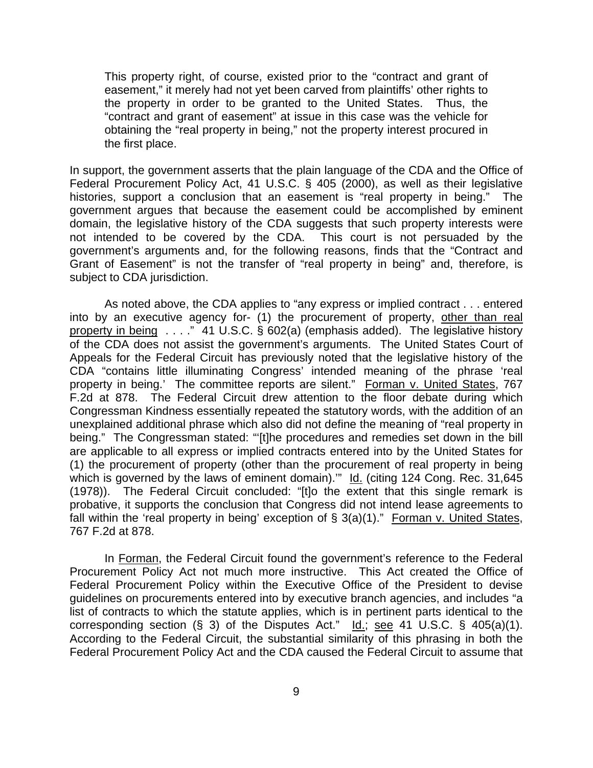> This property right, of course, existed prior to the "contract and grant of easement," it merely had not yet been carved from plaintiffs' other rights to the property in order to be granted to the United States. Thus, the "contract and grant of easement" at issue in this case was the vehicle for obtaining the "real property in being," not the property interest procured in the first place.

In support, the government asserts that the plain language of the CDA and the Office of Federal Procurement Policy Act, 41 U.S.C. § 405 (2000), as well as their legislative histories, support a conclusion that an easement is "real property in being." The government argues that because the easement could be accomplished by eminent domain, the legislative history of the CDA suggests that such property interests were not intended to be covered by the CDA. This court is not persuaded by the government's arguments and, for the following reasons, finds that the "Contract and Grant of Easement" is not the transfer of "real property in being" and, therefore, is subject to CDA jurisdiction.

As noted above, the CDA applies to "any express or implied contract . . . entered into by an executive agency for- (1) the procurement of property, <u>other than real property in being</u> . . . ." 41 U.S.C. § 602(a) (emphasis added). The legislative history of the CDA does not assist the government's arguments. The United States Court of Appeals for the Federal Circuit has previously noted that the legislative history of the CDA "contains little illuminating Congress' intended meaning of the phrase 'real property in being.' The committee reports are silent." <u>Forman v. United States</u>, 767 F.2d at 878. The Federal Circuit drew attention to the floor debate during which Congressman Kindness essentially repeated the statutory words, with the addition of an unexplained additional phrase which also did not define the meaning of "real property in being." The Congressman stated: "'[t]he procedures and remedies set down in the bill are applicable to all express or implied contracts entered into by the United States for (1) the procurement of property (other than the procurement of real property in being which is governed by the laws of eminent domain).'" <u>Id.</u> (citing 124 Cong. Rec. 31,645 (1978)). The Federal Circuit concluded: "[t]o the extent that this single remark is probative, it supports the conclusion that Congress did not intend lease agreements to fall within the 'real property in being' exception of § 3(a)(1)." <u>Forman v. United States</u>, 767 F.2d at 878.

In <u>Forman</u>, the Federal Circuit found the government's reference to the Federal Procurement Policy Act not much more instructive. This Act created the Office of Federal Procurement Policy within the Executive Office of the President to devise guidelines on procurements entered into by executive branch agencies, and includes "a list of contracts to which the statute applies, which is in pertinent parts identical to the corresponding section (§ 3) of the Disputes Act." <u>Id.</u>; <u>see</u> 41 U.S.C. § 405(a)(1). According to the Federal Circuit, the substantial similarity of this phrasing in both the Federal Procurement Policy Act and the CDA caused the Federal Circuit to assume that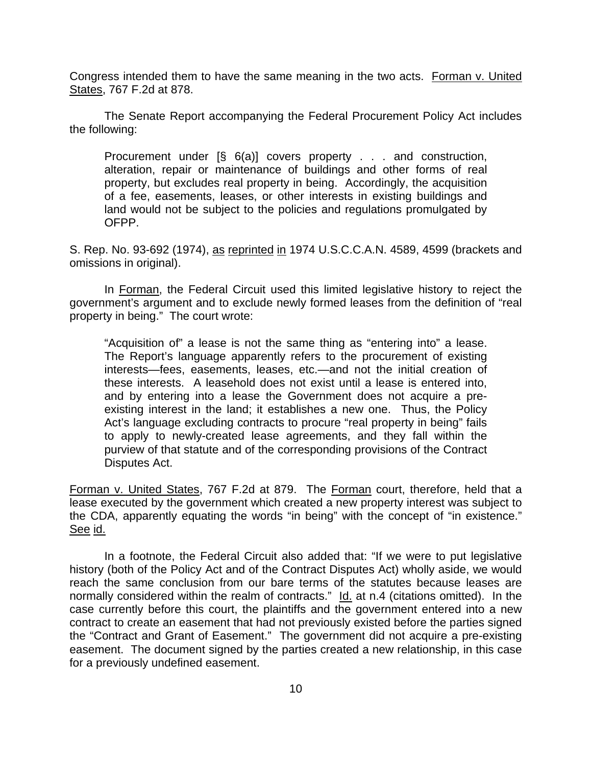Congress intended them to have the same meaning in the two acts. Forman v. United States, 767 F.2d at 878.

The Senate Report accompanying the Federal Procurement Policy Act includes the following:

> Procurement under [§ 6(a)] covers property . . . and construction, alteration, repair or maintenance of buildings and other forms of real property, but excludes real property in being. Accordingly, the acquisition of a fee, easements, leases, or other interests in existing buildings and land would not be subject to the policies and regulations promulgated by OFPP.

S. Rep. No. 93-692 (1974), as reprinted in 1974 U.S.C.C.A.N. 4589, 4599 (brackets and omissions in original).

In Forman, the Federal Circuit used this limited legislative history to reject the government's argument and to exclude newly formed leases from the definition of "real property in being." The court wrote:

> "Acquisition of" a lease is not the same thing as "entering into" a lease. The Report's language apparently refers to the procurement of existing interests—fees, easements, leases, etc.—and not the initial creation of these interests. A leasehold does not exist until a lease is entered into, and by entering into a lease the Government does not acquire a pre-existing interest in the land; it establishes a new one. Thus, the Policy Act's language excluding contracts to procure "real property in being" fails to apply to newly-created lease agreements, and they fall within the purview of that statute and of the corresponding provisions of the Contract Disputes Act.

Forman v. United States, 767 F.2d at 879. The Forman court, therefore, held that a lease executed by the government which created a new property interest was subject to the CDA, apparently equating the words "in being" with the concept of "in existence." See id.

In a footnote, the Federal Circuit also added that: "If we were to put legislative history (both of the Policy Act and of the Contract Disputes Act) wholly aside, we would reach the same conclusion from our bare terms of the statutes because leases are normally considered within the realm of contracts." Id. at n.4 (citations omitted). In the case currently before this court, the plaintiffs and the government entered into a new contract to create an easement that had not previously existed before the parties signed the "Contract and Grant of Easement." The government did not acquire a pre-existing easement. The document signed by the parties created a new relationship, in this case for a previously undefined easement.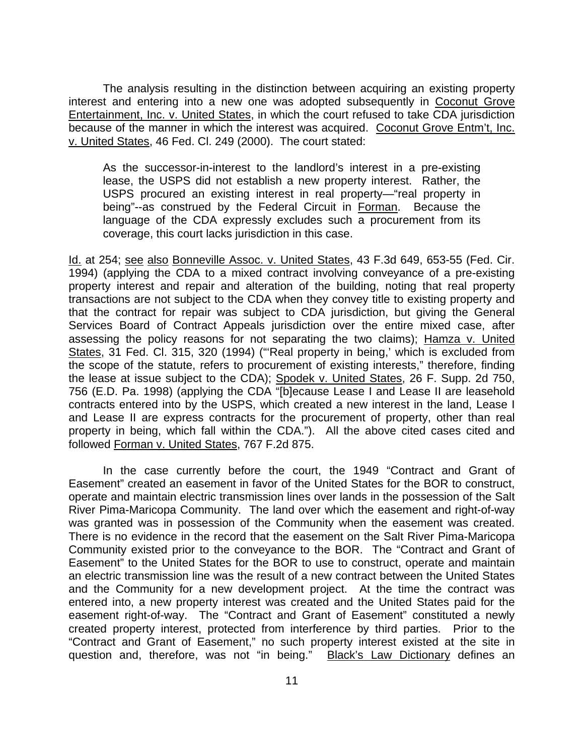The analysis resulting in the distinction between acquiring an existing property interest and entering into a new one was adopted subsequently in Coconut Grove Entertainment, Inc. v. United States, in which the court refused to take CDA jurisdiction because of the manner in which the interest was acquired. Coconut Grove Entm't, Inc. v. United States, 46 Fed. Cl. 249 (2000). The court stated:

> As the successor-in-interest to the landlord's interest in a pre-existing lease, the USPS did not establish a new property interest. Rather, the USPS procured an existing interest in real property—"real property in being"--as construed by the Federal Circuit in Forman. Because the language of the CDA expressly excludes such a procurement from its coverage, this court lacks jurisdiction in this case.

Id. at 254; see also Bonneville Assoc. v. United States, 43 F.3d 649, 653-55 (Fed. Cir. 1994) (applying the CDA to a mixed contract involving conveyance of a pre-existing property interest and repair and alteration of the building, noting that real property transactions are not subject to the CDA when they convey title to existing property and that the contract for repair was subject to CDA jurisdiction, but giving the General Services Board of Contract Appeals jurisdiction over the entire mixed case, after assessing the policy reasons for not separating the two claims); Hamza v. United States, 31 Fed. Cl. 315, 320 (1994) ("'Real property in being,' which is excluded from the scope of the statute, refers to procurement of existing interests," therefore, finding the lease at issue subject to the CDA); Spodek v. United States, 26 F. Supp. 2d 750, 756 (E.D. Pa. 1998) (applying the CDA "[b]ecause Lease I and Lease II are leasehold contracts entered into by the USPS, which created a new interest in the land, Lease I and Lease II are express contracts for the procurement of property, other than real property in being, which fall within the CDA."). All the above cited cases cited and followed Forman v. United States, 767 F.2d 875.

In the case currently before the court, the 1949 "Contract and Grant of Easement" created an easement in favor of the United States for the BOR to construct, operate and maintain electric transmission lines over lands in the possession of the Salt River Pima-Maricopa Community. The land over which the easement and right-of-way was granted was in possession of the Community when the easement was created. There is no evidence in the record that the easement on the Salt River Pima-Maricopa Community existed prior to the conveyance to the BOR. The "Contract and Grant of Easement" to the United States for the BOR to use to construct, operate and maintain an electric transmission line was the result of a new contract between the United States and the Community for a new development project. At the time the contract was entered into, a new property interest was created and the United States paid for the easement right-of-way. The "Contract and Grant of Easement" constituted a newly created property interest, protected from interference by third parties. Prior to the "Contract and Grant of Easement," no such property interest existed at the site in question and, therefore, was not "in being." Black's Law Dictionary defines an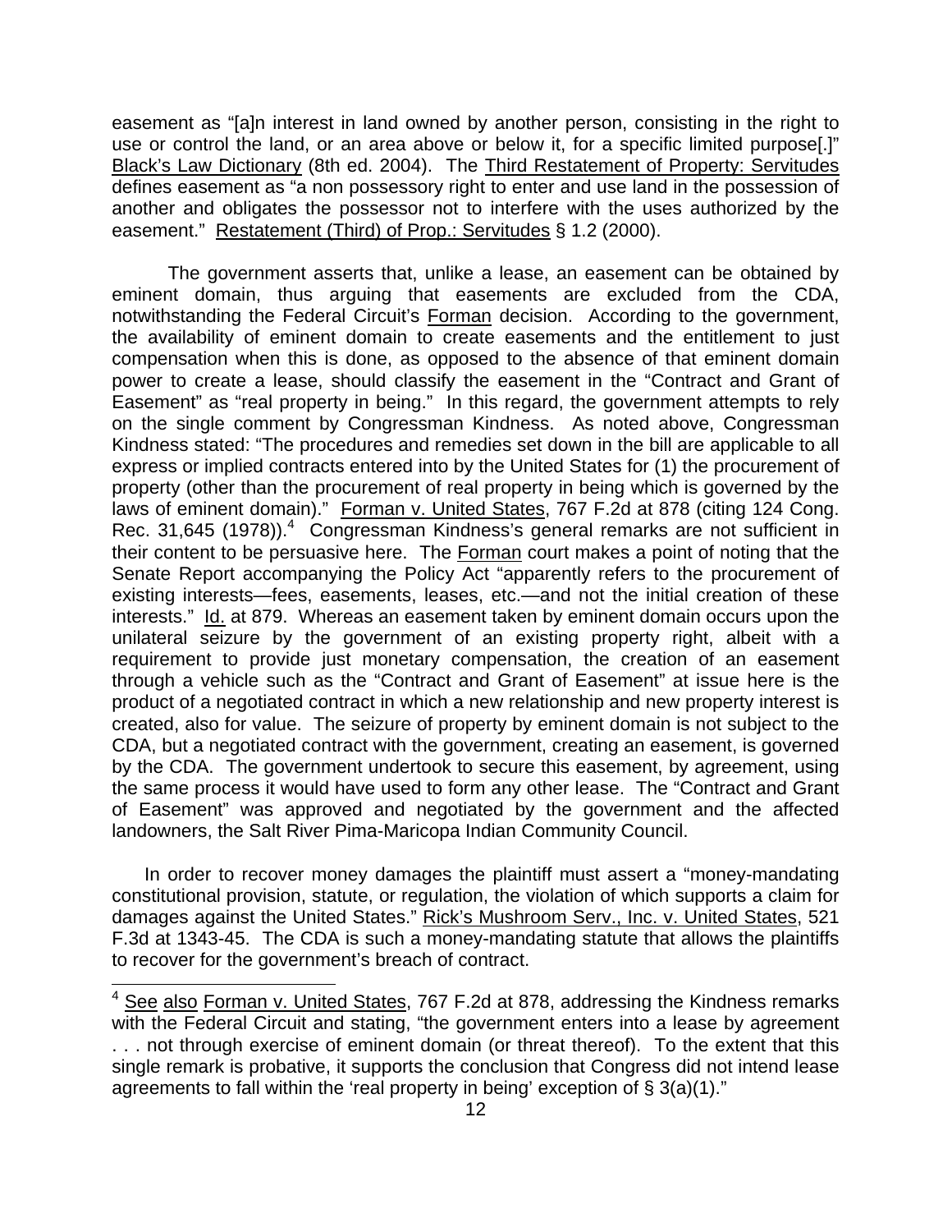easement as "[a]n interest in land owned by another person, consisting in the right to use or control the land, or an area above or below it, for a specific limited purpose[.]" Black's Law Dictionary (8th ed. 2004). The Third Restatement of Property: Servitudes defines easement as "a non possessory right to enter and use land in the possession of another and obligates the possessor not to interfere with the uses authorized by the easement." Restatement (Third) of Prop.: Servitudes § 1.2 (2000).

The government asserts that, unlike a lease, an easement can be obtained by eminent domain, thus arguing that easements are excluded from the CDA, notwithstanding the Federal Circuit's Forman decision. According to the government, the availability of eminent domain to create easements and the entitlement to just compensation when this is done, as opposed to the absence of that eminent domain power to create a lease, should classify the easement in the "Contract and Grant of Easement" as "real property in being." In this regard, the government attempts to rely on the single comment by Congressman Kindness. As noted above, Congressman Kindness stated: "The procedures and remedies set down in the bill are applicable to all express or implied contracts entered into by the United States for (1) the procurement of property (other than the procurement of real property in being which is governed by the laws of eminent domain)." Forman v. United States, 767 F.2d at 878 (citing 124 Cong. Rec. 31,645 (1978)).[4] Congressman Kindness's general remarks are not sufficient in their content to be persuasive here. The Forman court makes a point of noting that the Senate Report accompanying the Policy Act "apparently refers to the procurement of existing interests—fees, easements, leases, etc.—and not the initial creation of these interests." Id. at 879. Whereas an easement taken by eminent domain occurs upon the unilateral seizure by the government of an existing property right, albeit with a requirement to provide just monetary compensation, the creation of an easement through a vehicle such as the "Contract and Grant of Easement" at issue here is the product of a negotiated contract in which a new relationship and new property interest is created, also for value. The seizure of property by eminent domain is not subject to the CDA, but a negotiated contract with the government, creating an easement, is governed by the CDA. The government undertook to secure this easement, by agreement, using the same process it would have used to form any other lease. The "Contract and Grant of Easement" was approved and negotiated by the government and the affected landowners, the Salt River Pima-Maricopa Indian Community Council.

In order to recover money damages the plaintiff must assert a "money-mandating constitutional provision, statute, or regulation, the violation of which supports a claim for damages against the United States." Rick's Mushroom Serv., Inc. v. United States, 521 F.3d at 1343-45. The CDA is such a money-mandating statute that allows the plaintiffs to recover for the government's breach of contract.

---

[4] See also Forman v. United States, 767 F.2d at 878, addressing the Kindness remarks with the Federal Circuit and stating, "the government enters into a lease by agreement . . . not through exercise of eminent domain (or threat thereof). To the extent that this single remark is probative, it supports the conclusion that Congress did not intend lease agreements to fall within the 'real property in being' exception of § 3(a)(1)."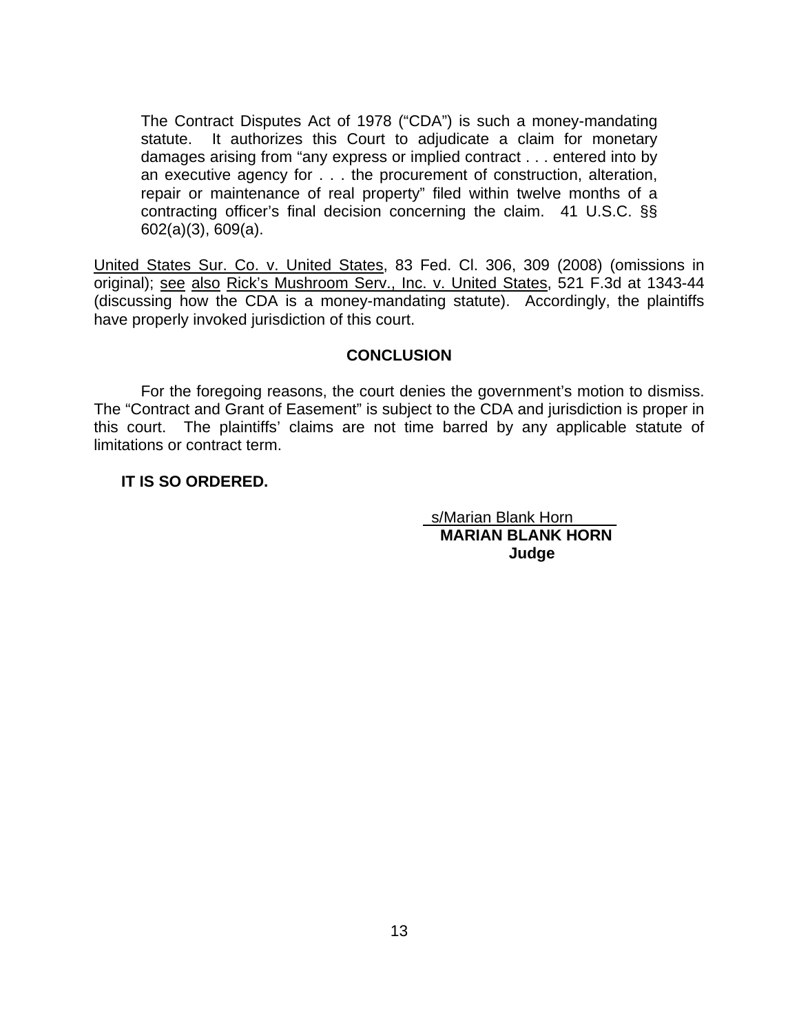> The Contract Disputes Act of 1978 ("CDA") is such a money-mandating statute. It authorizes this Court to adjudicate a claim for monetary damages arising from "any express or implied contract . . . entered into by an executive agency for . . . the procurement of construction, alteration, repair or maintenance of real property" filed within twelve months of a contracting officer's final decision concerning the claim. 41 U.S.C. §§ 602(a)(3), 609(a).

United States Sur. Co. v. United States, 83 Fed. Cl. 306, 309 (2008) (omissions in original); see also Rick's Mushroom Serv., Inc. v. United States, 521 F.3d at 1343-44 (discussing how the CDA is a money-mandating statute). Accordingly, the plaintiffs have properly invoked jurisdiction of this court.

## CONCLUSION

For the foregoing reasons, the court denies the government's motion to dismiss. The "Contract and Grant of Easement" is subject to the CDA and jurisdiction is proper in this court. The plaintiffs' claims are not time barred by any applicable statute of limitations or contract term.

**IT IS SO ORDERED.**

s/Marian Blank Horn
**MARIAN BLANK HORN**
**Judge**